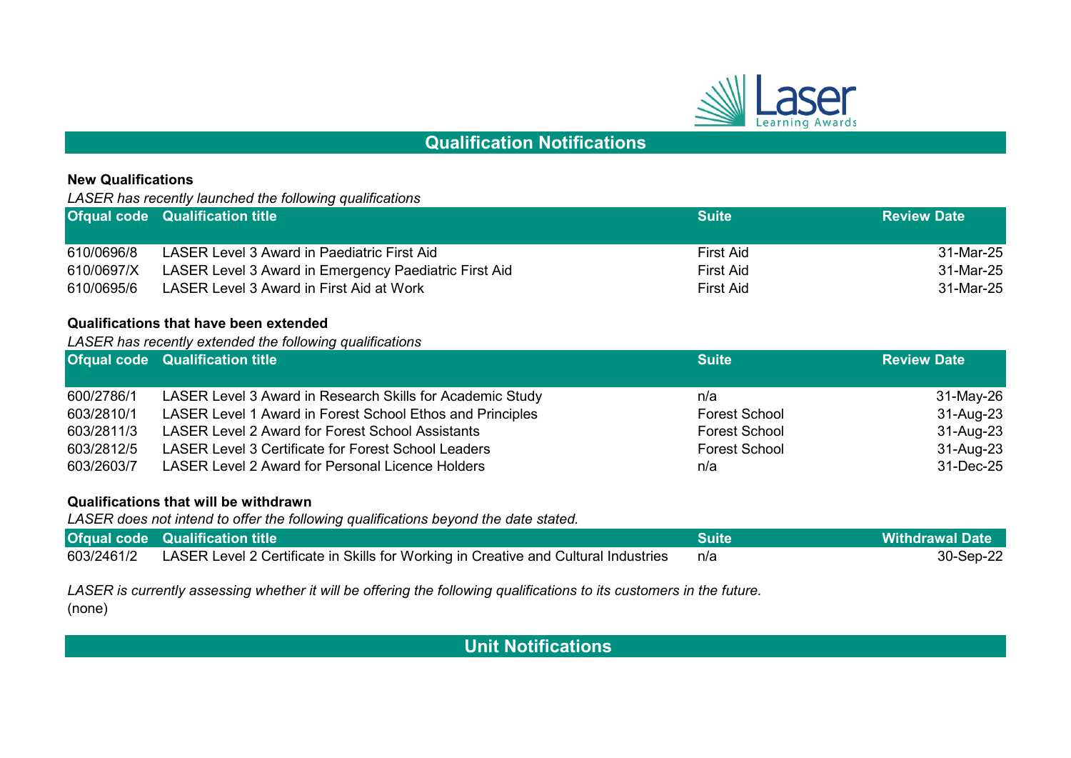# Qualification Notifications

**New Qualifications**

*LASER has recently launched the following qualifications*

| Ofqual code | Qualification title | Suite | Review Date |
|---|---|---|---|
| 610/0696/8 | LASER Level 3 Award in Paediatric First Aid | First Aid | 31-Mar-25 |
| 610/0697/X | LASER Level 3 Award in Emergency Paediatric First Aid | First Aid | 31-Mar-25 |
| 610/0695/6 | LASER Level 3 Award in First Aid at Work | First Aid | 31-Mar-25 |

**Qualifications that have been extended**

*LASER has recently extended the following qualifications*

| Ofqual code | Qualification title | Suite | Review Date |
|---|---|---|---|
| 600/2786/1 | LASER Level 3 Award in Research Skills for Academic Study | n/a | 31-May-26 |
| 603/2810/1 | LASER Level 1 Award in Forest School Ethos and Principles | Forest School | 31-Aug-23 |
| 603/2811/3 | LASER Level 2 Award for Forest School Assistants | Forest School | 31-Aug-23 |
| 603/2812/5 | LASER Level 3 Certificate for Forest School Leaders | Forest School | 31-Aug-23 |
| 603/2603/7 | LASER Level 2 Award for Personal Licence Holders | n/a | 31-Dec-25 |

**Qualifications that will be withdrawn**

*LASER does not intend to offer the following qualifications beyond the date stated.*

| Ofqual code | Qualification title | Suite | Withdrawal Date |
|---|---|---|---|
| 603/2461/2 | LASER Level 2 Certificate in Skills for Working in Creative and Cultural Industries | n/a | 30-Sep-22 |

*LASER is currently assessing whether it will be offering the following qualifications to its customers in the future.*

(none)

# Unit Notifications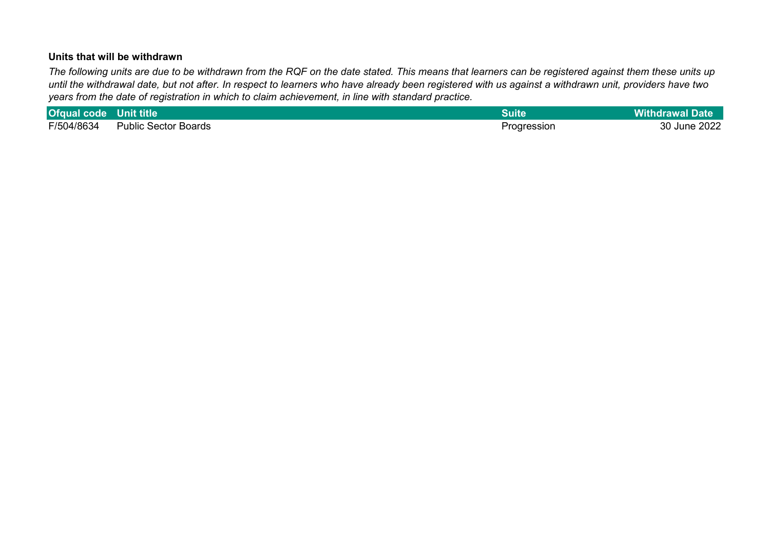**Units that will be withdrawn**

*The following units are due to be withdrawn from the RQF on the date stated. This means that learners can be registered against them these units up until the withdrawal date, but not after. In respect to learners who have already been registered with us against a withdrawn unit, providers have two years from the date of registration in which to claim achievement, in line with standard practice.*

| Ofqual code | Unit title | Suite | Withdrawal Date |
|---|---|---|---|
| F/504/8634 | Public Sector Boards | Progression | 30 June 2022 |